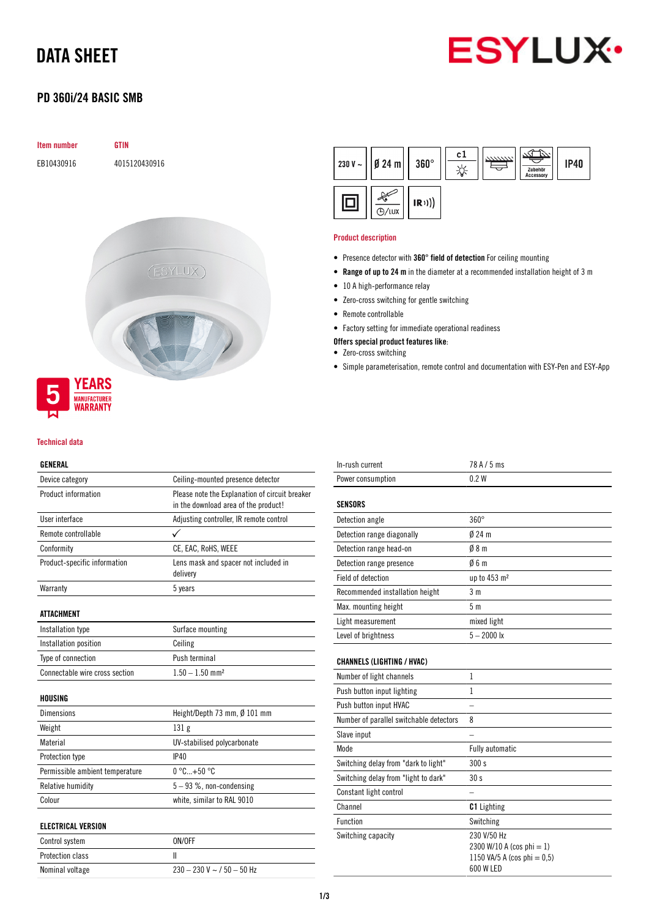# DATA SHEET

## PD 360i/24 BASIC SMB

| Item number | GTIN |
|---|---|
| EB10430916 | 4015120430916 |

230 V ~ | Ø 24 m | 360° | c1 | Zubehör Accessory | IP40 | ⊡/LUX | IR

5 YEARS MANUFACTURER WARRANTY

### Product description

- Presence detector with **360° field of detection** For ceiling mounting
- **Range of up to 24 m** in the diameter at a recommended installation height of 3 m
- 10 A high-performance relay
- Zero-cross switching for gentle switching
- Remote controllable
- Factory setting for immediate operational readiness

**Offers special product features like:**

- Zero-cross switching
- Simple parameterisation, remote control and documentation with ESY-Pen and ESY-App

### Technical data

| GENERAL | |
|---|---|
| Device category | Ceiling-mounted presence detector |
| Product information | Please note the Explanation of circuit breaker in the download area of the product! |
| User interface | Adjusting controller, IR remote control |
| Remote controllable | ✓ |
| Conformity | CE, EAC, RoHS, WEEE |
| Product-specific information | Lens mask and spacer not included in delivery |
| Warranty | 5 years |

| ATTACHMENT | |
|---|---|
| Installation type | Surface mounting |
| Installation position | Ceiling |
| Type of connection | Push terminal |
| Connectable wire cross section | 1.50 – 1.50 mm² |

| HOUSING | |
|---|---|
| Dimensions | Height/Depth 73 mm, Ø 101 mm |
| Weight | 131 g |
| Material | UV-stabilised polycarbonate |
| Protection type | IP40 |
| Permissible ambient temperature | 0 °C...+50 °C |
| Relative humidity | 5 – 93 %, non-condensing |
| Colour | white, similar to RAL 9010 |

| ELECTRICAL VERSION | |
|---|---|
| Control system | ON/OFF |
| Protection class | II |
| Nominal voltage | 230 – 230 V ~ / 50 – 50 Hz |
| In-rush current | 78 A / 5 ms |
| Power consumption | 0.2 W |

| SENSORS | |
|---|---|
| Detection angle | 360° |
| Detection range diagonally | Ø 24 m |
| Detection range head-on | Ø 8 m |
| Detection range presence | Ø 6 m |
| Field of detection | up to 453 m² |
| Recommended installation height | 3 m |
| Max. mounting height | 5 m |
| Light measurement | mixed light |
| Level of brightness | 5 – 2000 lx |

| CHANNELS (LIGHTING / HVAC) | |
|---|---|
| Number of light channels | 1 |
| Push button input lighting | 1 |
| Push button input HVAC | – |
| Number of parallel switchable detectors | 8 |
| Slave input | – |
| Mode | Fully automatic |
| Switching delay from "dark to light" | 300 s |
| Switching delay from "light to dark" | 30 s |
| Constant light control | – |
| Channel | **C1** Lighting |
| Function | Switching |
| Switching capacity | 230 V/50 Hz<br>2300 W/10 A (cos phi = 1)<br>1150 VA/5 A (cos phi = 0,5)<br>600 W LED |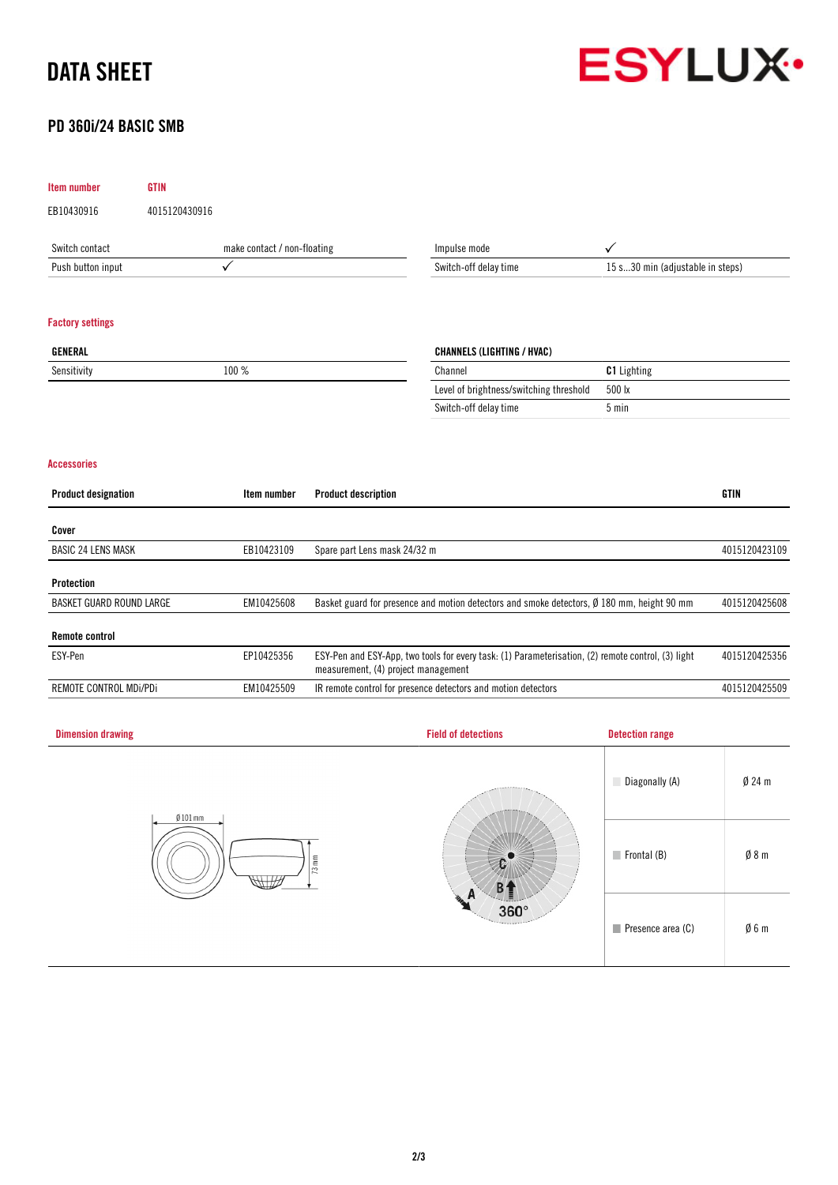# DATA SHEET

## PD 360i/24 BASIC SMB

| Item number | GTIN |
|---|---|
| EB10430916 | 4015120430916 |

| Switch contact | make contact / non-floating |
|---|---|
| Push button input | ✓ |

| Impulse mode | ✓ |
|---|---|
| Switch-off delay time | 15 s...30 min (adjustable in steps) |

### Factory settings

| GENERAL | |
|---|---|
| Sensitivity | 100 % |

| CHANNELS (LIGHTING / HVAC) | |
|---|---|
| Channel | **C1** Lighting |
| Level of brightness/switching threshold | 500 lx |
| Switch-off delay time | 5 min |

### Accessories

| Product designation | Item number | Product description | GTIN |
|---|---|---|---|
| **Cover** | | | |
| BASIC 24 LENS MASK | EB10423109 | Spare part Lens mask 24/32 m | 4015120423109 |
| **Protection** | | | |
| BASKET GUARD ROUND LARGE | EM10425608 | Basket guard for presence and motion detectors and smoke detectors, Ø 180 mm, height 90 mm | 4015120425608 |
| **Remote control** | | | |
| ESY-Pen | EP10425356 | ESY-Pen and ESY-App, two tools for every task: (1) Parameterisation, (2) remote control, (3) light measurement, (4) project management | 4015120425356 |
| REMOTE CONTROL MDi/PDi | EM10425509 | IR remote control for presence detectors and motion detectors | 4015120425509 |

### Dimension drawing

Ø 101 mm

73 mm

### Field of detections

A B C 360°

### Detection range

| | |
|---|---|
| Diagonally (A) | Ø 24 m |
| Frontal (B) | Ø 8 m |
| Presence area (C) | Ø 6 m |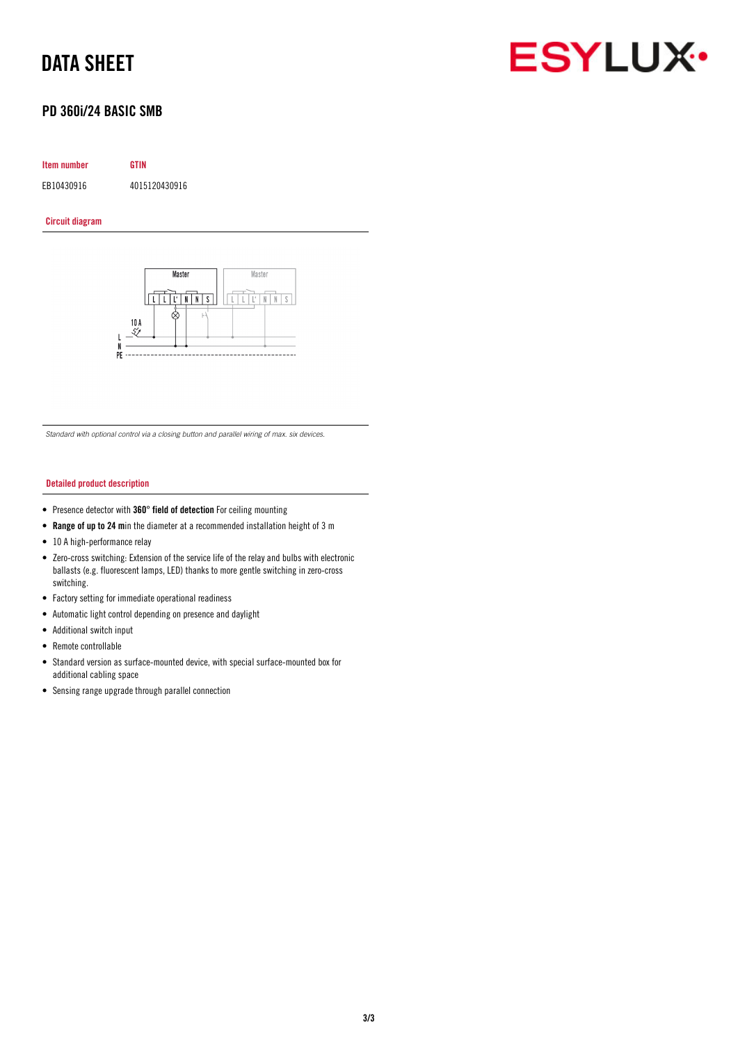# DATA SHEET

## PD 360i/24 BASIC SMB

| Item number | GTIN |
| --- | --- |
| EB10430916 | 4015120430916 |

### Circuit diagram

Master

L L L' N N S

Master

L L L' N N S

10 A

L

N

PE

*Standard with optional control via a closing button and parallel wiring of max. six devices.*

### Detailed product description

- Presence detector with **360° field of detection** For ceiling mounting
- **Range of up to 24 m**in the diameter at a recommended installation height of 3 m
- 10 A high-performance relay
- Zero-cross switching: Extension of the service life of the relay and bulbs with electronic ballasts (e.g. fluorescent lamps, LED) thanks to more gentle switching in zero-cross switching.
- Factory setting for immediate operational readiness
- Automatic light control depending on presence and daylight
- Additional switch input
- Remote controllable
- Standard version as surface-mounted device, with special surface-mounted box for additional cabling space
- Sensing range upgrade through parallel connection